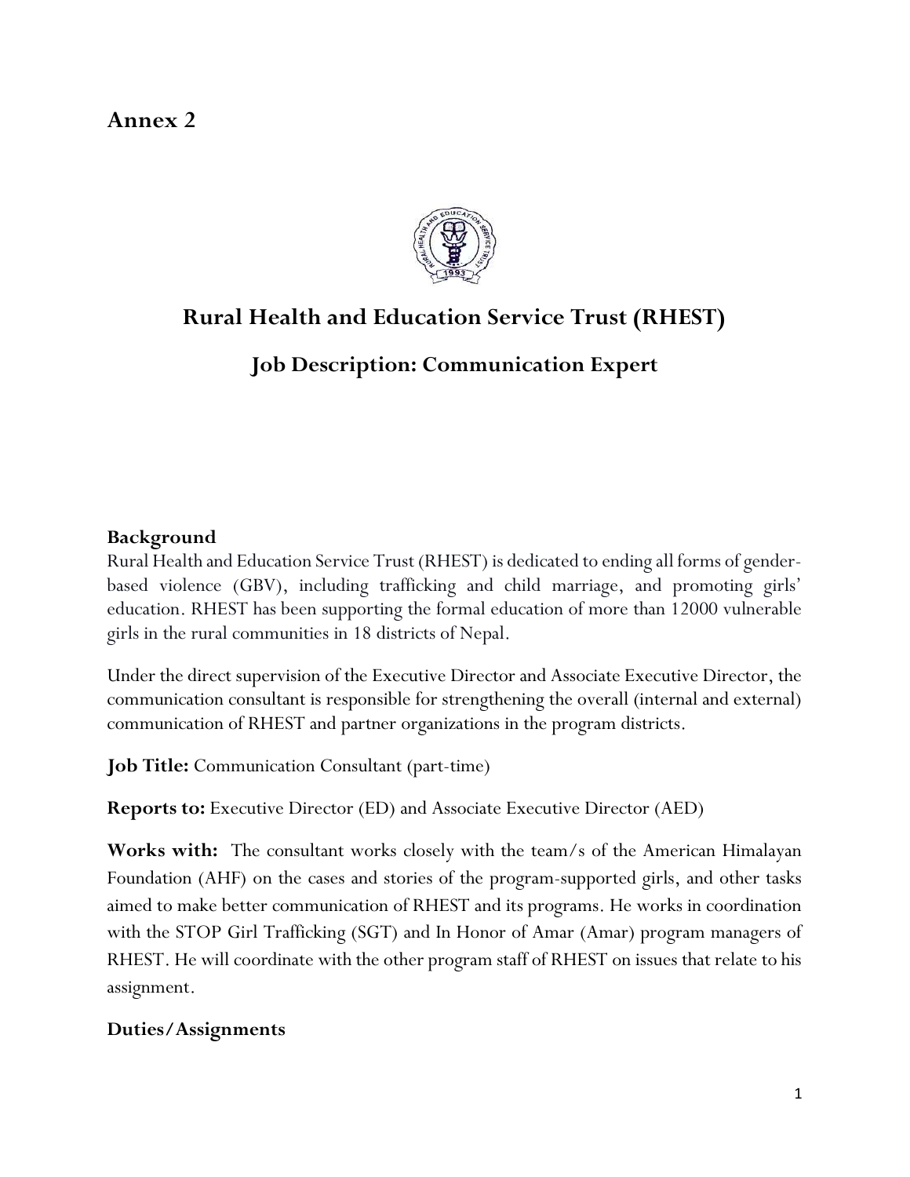# Annex 2

## Rural Health and Education Service Trust (RHEST)

### Job Description: Communication Expert

**Background**

Rural Health and Education Service Trust (RHEST) is dedicated to ending all forms of gender-based violence (GBV), including trafficking and child marriage, and promoting girls' education. RHEST has been supporting the formal education of more than 12000 vulnerable girls in the rural communities in 18 districts of Nepal.

Under the direct supervision of the Executive Director and Associate Executive Director, the communication consultant is responsible for strengthening the overall (internal and external) communication of RHEST and partner organizations in the program districts.

**Job Title:** Communication Consultant (part-time)

**Reports to:** Executive Director (ED) and Associate Executive Director (AED)

**Works with:** The consultant works closely with the team/s of the American Himalayan Foundation (AHF) on the cases and stories of the program-supported girls, and other tasks aimed to make better communication of RHEST and its programs. He works in coordination with the STOP Girl Trafficking (SGT) and In Honor of Amar (Amar) program managers of RHEST. He will coordinate with the other program staff of RHEST on issues that relate to his assignment.

**Duties/Assignments**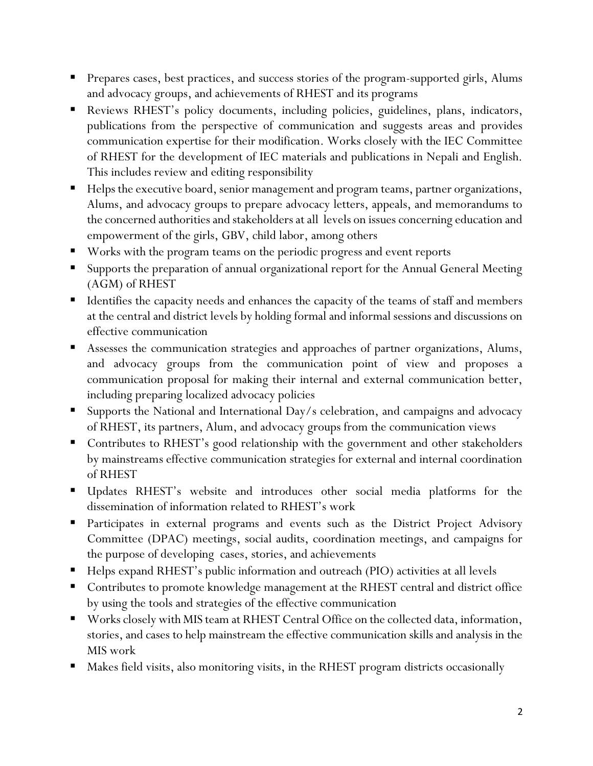- Prepares cases, best practices, and success stories of the program-supported girls, Alums and advocacy groups, and achievements of RHEST and its programs
- Reviews RHEST's policy documents, including policies, guidelines, plans, indicators, publications from the perspective of communication and suggests areas and provides communication expertise for their modification. Works closely with the IEC Committee of RHEST for the development of IEC materials and publications in Nepali and English. This includes review and editing responsibility
- Helps the executive board, senior management and program teams, partner organizations, Alums, and advocacy groups to prepare advocacy letters, appeals, and memorandums to the concerned authorities and stakeholders at all levels on issues concerning education and empowerment of the girls, GBV, child labor, among others
- Works with the program teams on the periodic progress and event reports
- Supports the preparation of annual organizational report for the Annual General Meeting (AGM) of RHEST
- Identifies the capacity needs and enhances the capacity of the teams of staff and members at the central and district levels by holding formal and informal sessions and discussions on effective communication
- Assesses the communication strategies and approaches of partner organizations, Alums, and advocacy groups from the communication point of view and proposes a communication proposal for making their internal and external communication better, including preparing localized advocacy policies
- Supports the National and International Day/s celebration, and campaigns and advocacy of RHEST, its partners, Alum, and advocacy groups from the communication views
- Contributes to RHEST's good relationship with the government and other stakeholders by mainstreams effective communication strategies for external and internal coordination of RHEST
- Updates RHEST's website and introduces other social media platforms for the dissemination of information related to RHEST's work
- Participates in external programs and events such as the District Project Advisory Committee (DPAC) meetings, social audits, coordination meetings, and campaigns for the purpose of developing cases, stories, and achievements
- Helps expand RHEST's public information and outreach (PIO) activities at all levels
- Contributes to promote knowledge management at the RHEST central and district office by using the tools and strategies of the effective communication
- Works closely with MIS team at RHEST Central Office on the collected data, information, stories, and cases to help mainstream the effective communication skills and analysis in the MIS work
- Makes field visits, also monitoring visits, in the RHEST program districts occasionally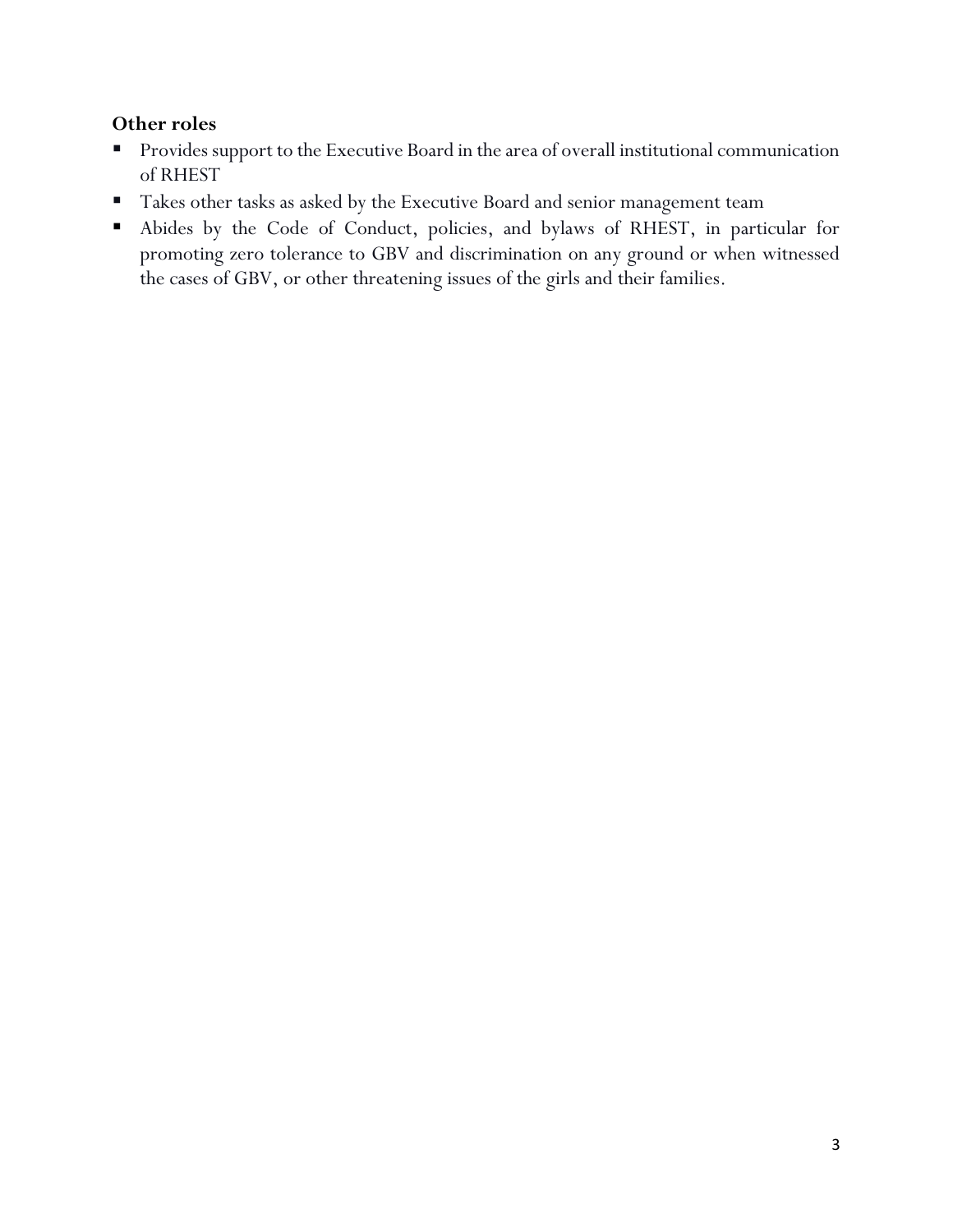**Other roles**

- Provides support to the Executive Board in the area of overall institutional communication of RHEST
- Takes other tasks as asked by the Executive Board and senior management team
- Abides by the Code of Conduct, policies, and bylaws of RHEST, in particular for promoting zero tolerance to GBV and discrimination on any ground or when witnessed the cases of GBV, or other threatening issues of the girls and their families.